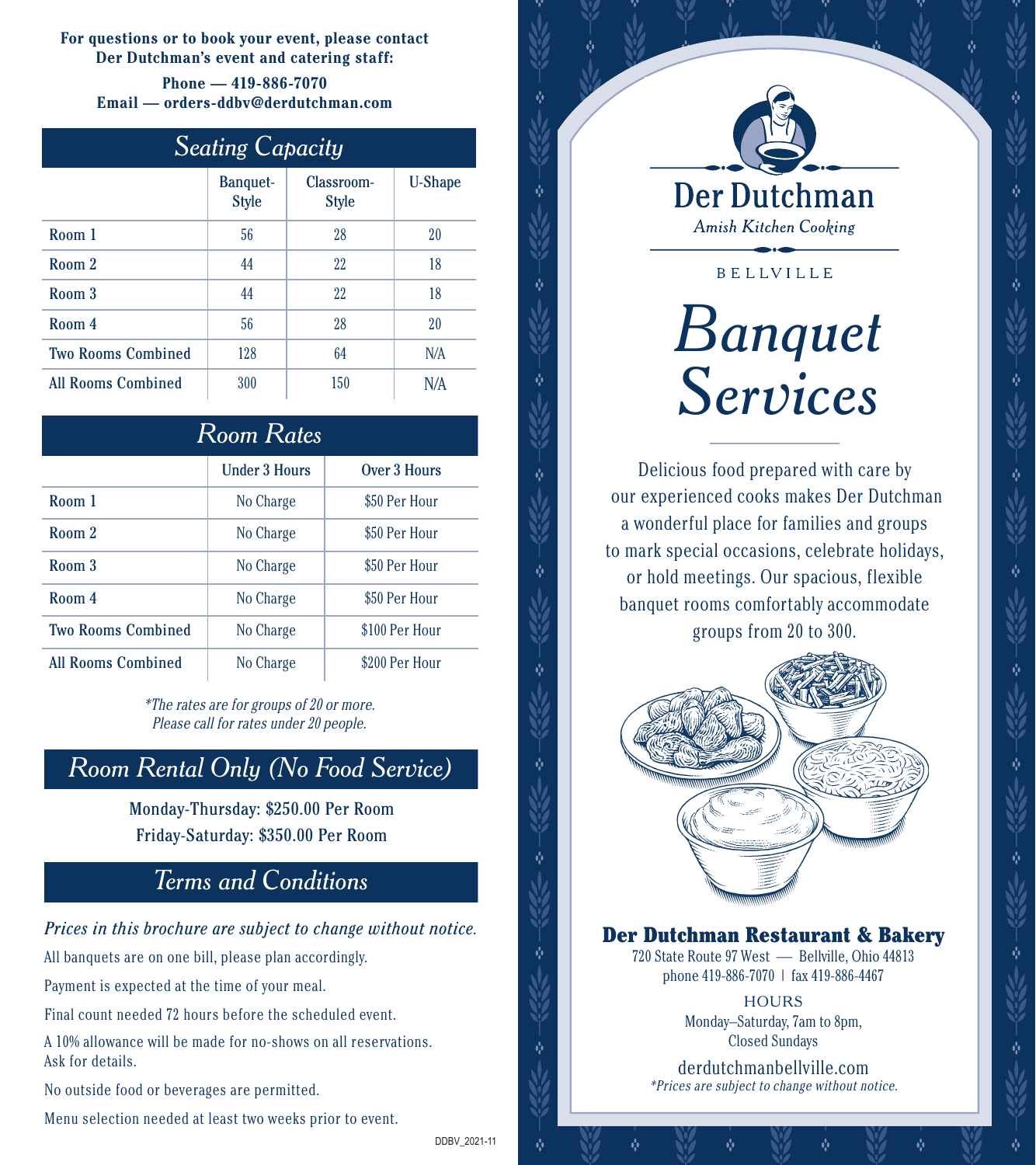**For questions or to book your event, please contact Der Dutchman's event and catering staff:**

**Phone — 419-886-7070**
**Email — orders-ddbv@derdutchman.com**

## Seating Capacity

| | Banquet-Style | Classroom-Style | U-Shape |
|---|---|---|---|
| Room 1 | 56 | 28 | 20 |
| Room 2 | 44 | 22 | 18 |
| Room 3 | 44 | 22 | 18 |
| Room 4 | 56 | 28 | 20 |
| Two Rooms Combined | 128 | 64 | N/A |
| All Rooms Combined | 300 | 150 | N/A |

## Room Rates

| | Under 3 Hours | Over 3 Hours |
|---|---|---|
| Room 1 | No Charge | $50 Per Hour |
| Room 2 | No Charge | $50 Per Hour |
| Room 3 | No Charge | $50 Per Hour |
| Room 4 | No Charge | $50 Per Hour |
| Two Rooms Combined | No Charge | $100 Per Hour |
| All Rooms Combined | No Charge | $200 Per Hour |

*\*The rates are for groups of 20 or more. Please call for rates under 20 people.*

## Room Rental Only (No Food Service)

Monday-Thursday: $250.00 Per Room
Friday-Saturday: $350.00 Per Room

## Terms and Conditions

*Prices in this brochure are subject to change without notice.*

All banquets are on one bill, please plan accordingly.

Payment is expected at the time of your meal.

Final count needed 72 hours before the scheduled event.

A 10% allowance will be made for no-shows on all reservations. Ask for details.

No outside food or beverages are permitted.

Menu selection needed at least two weeks prior to event.

DDBV_2021-11

# Der Dutchman

*Amish Kitchen Cooking*

BELLVILLE

# Banquet Services

Delicious food prepared with care by our experienced cooks makes Der Dutchman a wonderful place for families and groups to mark special occasions, celebrate holidays, or hold meetings. Our spacious, flexible banquet rooms comfortably accommodate groups from 20 to 300.

**Der Dutchman Restaurant & Bakery**
720 State Route 97 West — Bellville, Ohio 44813
phone 419-886-7070 | fax 419-886-4467

HOURS
Monday–Saturday, 7am to 8pm,
Closed Sundays

derdutchmanbellville.com
*\*Prices are subject to change without notice.*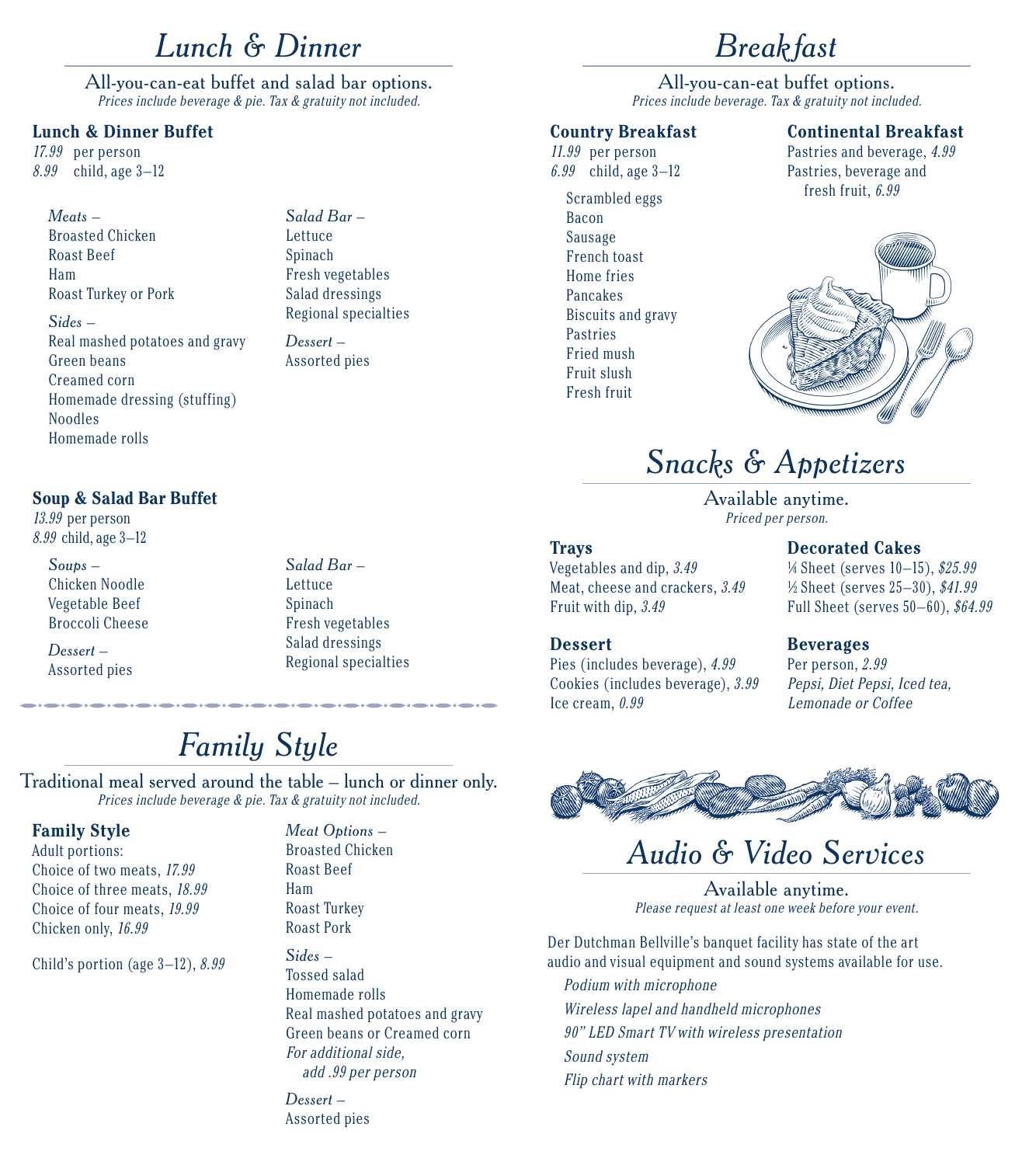# Lunch & Dinner

All-you-can-eat buffet and salad bar options.
*Prices include beverage & pie. Tax & gratuity not included.*

### Lunch & Dinner Buffet

*17.99* per person
*8.99* child, age 3–12

*Meats –*
Broasted Chicken
Roast Beef
Ham
Roast Turkey or Pork

*Sides –*
Real mashed potatoes and gravy
Green beans
Creamed corn
Homemade dressing (stuffing)
Noodles
Homemade rolls

*Salad Bar –*
Lettuce
Spinach
Fresh vegetables
Salad dressings
Regional specialties

*Dessert –*
Assorted pies

### Soup & Salad Bar Buffet

*13.99* per person
*8.99* child, age 3–12

*Soups –*
Chicken Noodle
Vegetable Beef
Broccoli Cheese

*Dessert –*
Assorted pies

*Salad Bar –*
Lettuce
Spinach
Fresh vegetables
Salad dressings
Regional specialties

# Family Style

Traditional meal served around the table – lunch or dinner only.
*Prices include beverage & pie. Tax & gratuity not included.*

### Family Style

Adult portions:
Choice of two meats, *17.99*
Choice of three meats, *18.99*
Choice of four meats, *19.99*
Chicken only, *16.99*

Child's portion (age 3–12), *8.99*

*Meat Options –*
Broasted Chicken
Roast Beef
Ham
Roast Turkey
Roast Pork

*Sides –*
Tossed salad
Homemade rolls
Real mashed potatoes and gravy
Green beans or Creamed corn
*For additional side, add .99 per person*

*Dessert –*
Assorted pies

# Breakfast

All-you-can-eat buffet options.
*Prices include beverage. Tax & gratuity not included.*

### Country Breakfast

*11.99* per person
*6.99* child, age 3–12

Scrambled eggs
Bacon
Sausage
French toast
Home fries
Pancakes
Biscuits and gravy
Pastries
Fried mush
Fruit slush
Fresh fruit

### Continental Breakfast

Pastries and beverage, *4.99*
Pastries, beverage and fresh fruit, *6.99*

# Snacks & Appetizers

Available anytime.
*Priced per person.*

### Trays

Vegetables and dip, *3.49*
Meat, cheese and crackers, *3.49*
Fruit with dip, *3.49*

### Dessert

Pies (includes beverage), *4.99*
Cookies (includes beverage), *3.99*
Ice cream, *0.99*

### Decorated Cakes

¼ Sheet (serves 10–15), *$25.99*
½ Sheet (serves 25–30), *$41.99*
Full Sheet (serves 50–60), *$64.99*

### Beverages

Per person, *2.99*
*Pepsi, Diet Pepsi, Iced tea, Lemonade or Coffee*

# Audio & Video Services

Available anytime.
*Please request at least one week before your event.*

Der Dutchman Bellville's banquet facility has state of the art audio and visual equipment and sound systems available for use.

*Podium with microphone*
*Wireless lapel and handheld microphones*
*90" LED Smart TV with wireless presentation*
*Sound system*
*Flip chart with markers*